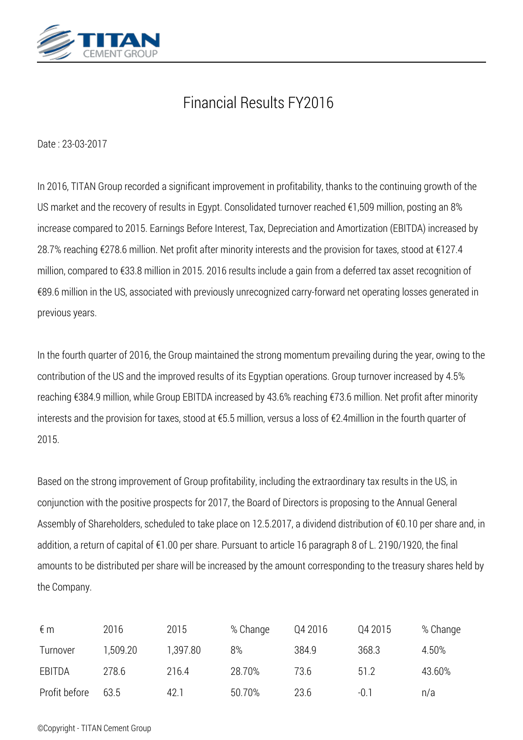# Financial Results FY2016

Date : 23-03-2017

In 2016, TITAN Group recorded a significant improvement in profitability, thanks to the continuing growth of the US market and the recovery of results in Egypt. Consolidated turnover reached €1,509 million, posting an 8% increase compared to 2015. Earnings Before Interest, Tax, Depreciation and Amortization (EBITDA) increased by 28.7% reaching €278.6 million. Net profit after minority interests and the provision for taxes, stood at €127.4 million, compared to €33.8 million in 2015. 2016 results include a gain from a deferred tax asset recognition of €89.6 million in the US, associated with previously unrecognized carry-forward net operating losses generated in previous years.

In the fourth quarter of 2016, the Group maintained the strong momentum prevailing during the year, owing to the contribution of the US and the improved results of its Egyptian operations. Group turnover increased by 4.5% reaching €384.9 million, while Group EBITDA increased by 43.6% reaching €73.6 million. Net profit after minority interests and the provision for taxes, stood at €5.5 million, versus a loss of €2.4million in the fourth quarter of 2015.

Based on the strong improvement of Group profitability, including the extraordinary tax results in the US, in conjunction with the positive prospects for 2017, the Board of Directors is proposing to the Annual General Assembly of Shareholders, scheduled to take place on 12.5.2017, a dividend distribution of €0.10 per share and, in addition, a return of capital of €1.00 per share. Pursuant to article 16 paragraph 8 of L. 2190/1920, the final amounts to be distributed per share will be increased by the amount corresponding to the treasury shares held by the Company.

| € m | 2016 | 2015 | % Change | Q4 2016 | Q4 2015 | % Change |
|---|---|---|---|---|---|---|
| Turnover | 1,509.20 | 1,397.80 | 8% | 384.9 | 368.3 | 4.50% |
| EBITDA | 278.6 | 216.4 | 28.70% | 73.6 | 51.2 | 43.60% |
| Profit before | 63.5 | 42.1 | 50.70% | 23.6 | -0.1 | n/a |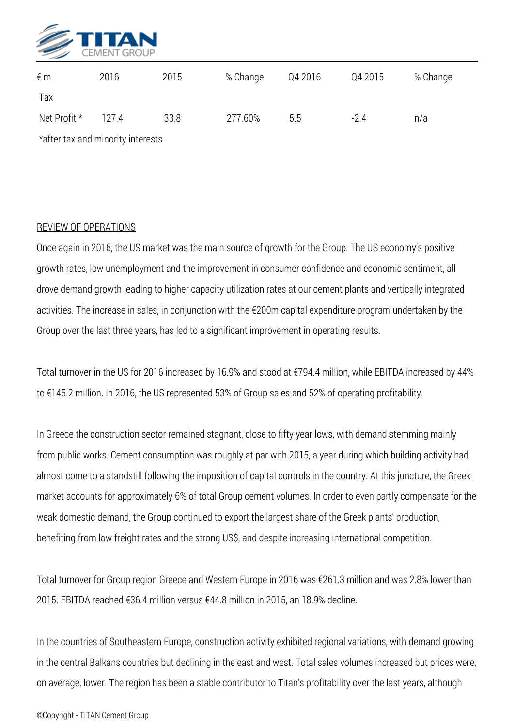| € m | 2016 | 2015 | % Change | Q4 2016 | Q4 2015 | % Change |
|---|---|---|---|---|---|---|
| Tax | | | | | | |
| Net Profit * | 127.4 | 33.8 | 277.60% | 5.5 | -2.4 | n/a |

*after tax and minority interests

REVIEW OF OPERATIONS

Once again in 2016, the US market was the main source of growth for the Group. The US economy's positive growth rates, low unemployment and the improvement in consumer confidence and economic sentiment, all drove demand growth leading to higher capacity utilization rates at our cement plants and vertically integrated activities. The increase in sales, in conjunction with the €200m capital expenditure program undertaken by the Group over the last three years, has led to a significant improvement in operating results.

Total turnover in the US for 2016 increased by 16.9% and stood at €794.4 million, while EBITDA increased by 44% to €145.2 million. In 2016, the US represented 53% of Group sales and 52% of operating profitability.

In Greece the construction sector remained stagnant, close to fifty year lows, with demand stemming mainly from public works. Cement consumption was roughly at par with 2015, a year during which building activity had almost come to a standstill following the imposition of capital controls in the country. At this juncture, the Greek market accounts for approximately 6% of total Group cement volumes. In order to even partly compensate for the weak domestic demand, the Group continued to export the largest share of the Greek plants' production, benefiting from low freight rates and the strong US$, and despite increasing international competition.

Total turnover for Group region Greece and Western Europe in 2016 was €261.3 million and was 2.8% lower than 2015. EBITDA reached €36.4 million versus €44.8 million in 2015, an 18.9% decline.

In the countries of Southeastern Europe, construction activity exhibited regional variations, with demand growing in the central Balkans countries but declining in the east and west. Total sales volumes increased but prices were, on average, lower. The region has been a stable contributor to Titan's profitability over the last years, although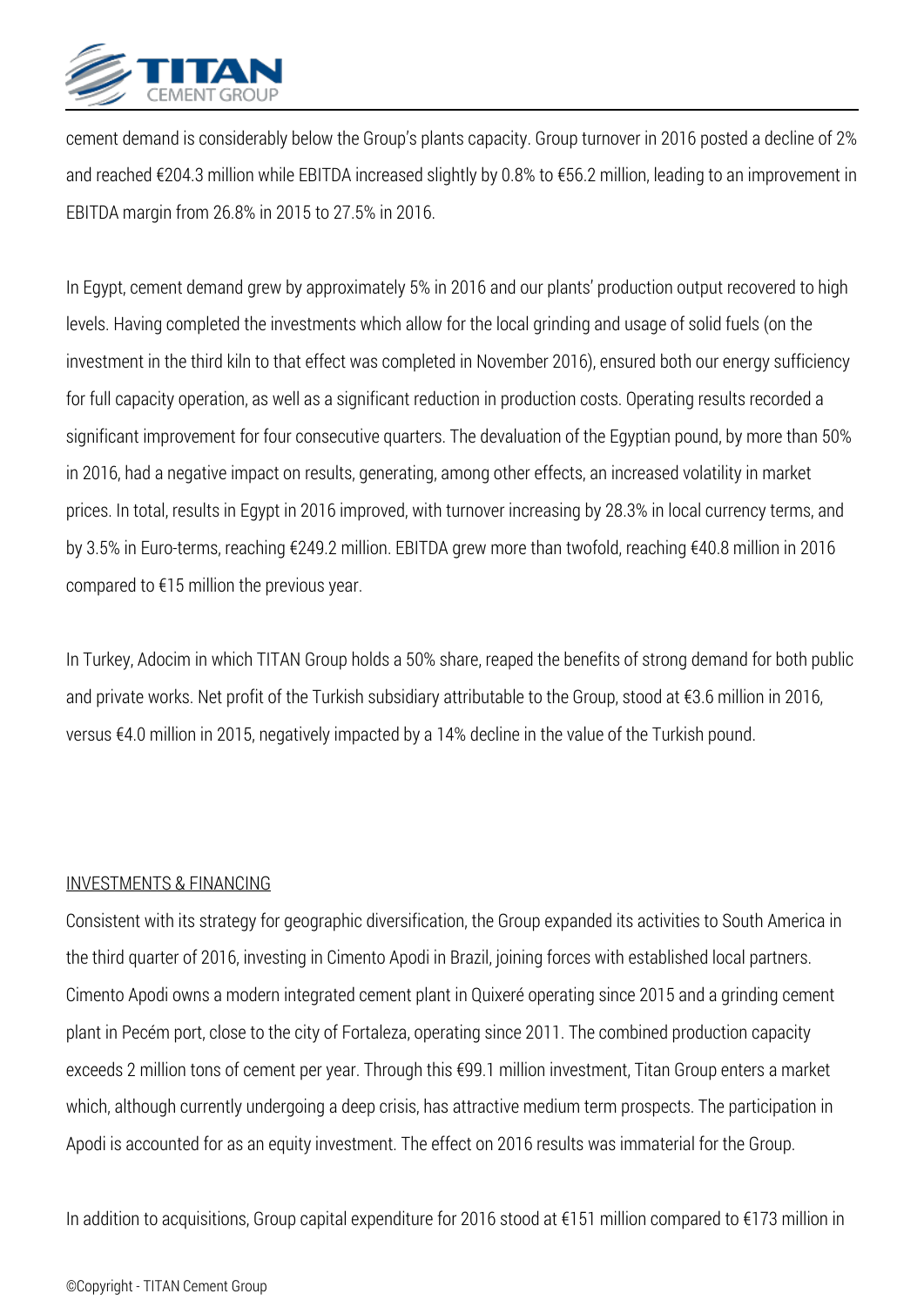cement demand is considerably below the Group's plants capacity. Group turnover in 2016 posted a decline of 2% and reached €204.3 million while EBITDA increased slightly by 0.8% to €56.2 million, leading to an improvement in EBITDA margin from 26.8% in 2015 to 27.5% in 2016.

In Egypt, cement demand grew by approximately 5% in 2016 and our plants' production output recovered to high levels. Having completed the investments which allow for the local grinding and usage of solid fuels (on the investment in the third kiln to that effect was completed in November 2016), ensured both our energy sufficiency for full capacity operation, as well as a significant reduction in production costs. Operating results recorded a significant improvement for four consecutive quarters. The devaluation of the Egyptian pound, by more than 50% in 2016, had a negative impact on results, generating, among other effects, an increased volatility in market prices. In total, results in Egypt in 2016 improved, with turnover increasing by 28.3% in local currency terms, and by 3.5% in Euro-terms, reaching €249.2 million. EBITDA grew more than twofold, reaching €40.8 million in 2016 compared to €15 million the previous year.

In Turkey, Adocim in which TITAN Group holds a 50% share, reaped the benefits of strong demand for both public and private works. Net profit of the Turkish subsidiary attributable to the Group, stood at €3.6 million in 2016, versus €4.0 million in 2015, negatively impacted by a 14% decline in the value of the Turkish pound.

## INVESTMENTS & FINANCING

Consistent with its strategy for geographic diversification, the Group expanded its activities to South America in the third quarter of 2016, investing in Cimento Apodi in Brazil, joining forces with established local partners. Cimento Apodi owns a modern integrated cement plant in Quixeré operating since 2015 and a grinding cement plant in Pecém port, close to the city of Fortaleza, operating since 2011. The combined production capacity exceeds 2 million tons of cement per year. Through this €99.1 million investment, Titan Group enters a market which, although currently undergoing a deep crisis, has attractive medium term prospects. The participation in Apodi is accounted for as an equity investment. The effect on 2016 results was immaterial for the Group.

In addition to acquisitions, Group capital expenditure for 2016 stood at €151 million compared to €173 million in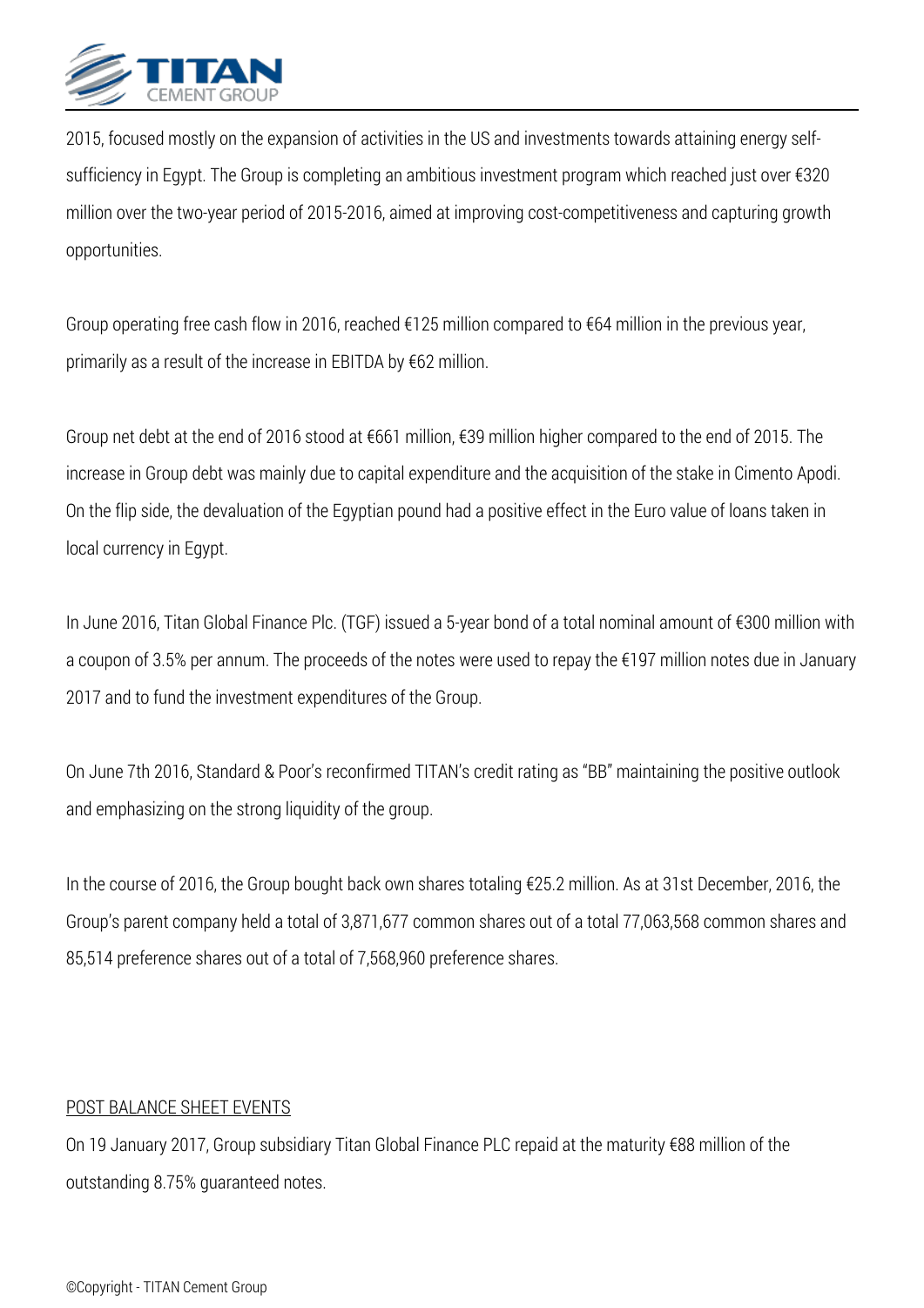2015, focused mostly on the expansion of activities in the US and investments towards attaining energy self-sufficiency in Egypt. The Group is completing an ambitious investment program which reached just over €320 million over the two-year period of 2015-2016, aimed at improving cost-competitiveness and capturing growth opportunities.

Group operating free cash flow in 2016, reached €125 million compared to €64 million in the previous year, primarily as a result of the increase in EBITDA by €62 million.

Group net debt at the end of 2016 stood at €661 million, €39 million higher compared to the end of 2015. The increase in Group debt was mainly due to capital expenditure and the acquisition of the stake in Cimento Apodi. On the flip side, the devaluation of the Egyptian pound had a positive effect in the Euro value of loans taken in local currency in Egypt.

In June 2016, Titan Global Finance Plc. (TGF) issued a 5-year bond of a total nominal amount of €300 million with a coupon of 3.5% per annum. The proceeds of the notes were used to repay the €197 million notes due in January 2017 and to fund the investment expenditures of the Group.

On June 7th 2016, Standard & Poor's reconfirmed TITAN's credit rating as "BB" maintaining the positive outlook and emphasizing on the strong liquidity of the group.

In the course of 2016, the Group bought back own shares totaling €25.2 million. As at 31st December, 2016, the Group's parent company held a total of 3,871,677 common shares out of a total 77,063,568 common shares and 85,514 preference shares out of a total of 7,568,960 preference shares.

POST BALANCE SHEET EVENTS

On 19 January 2017, Group subsidiary Titan Global Finance PLC repaid at the maturity €88 million of the outstanding 8.75% guaranteed notes.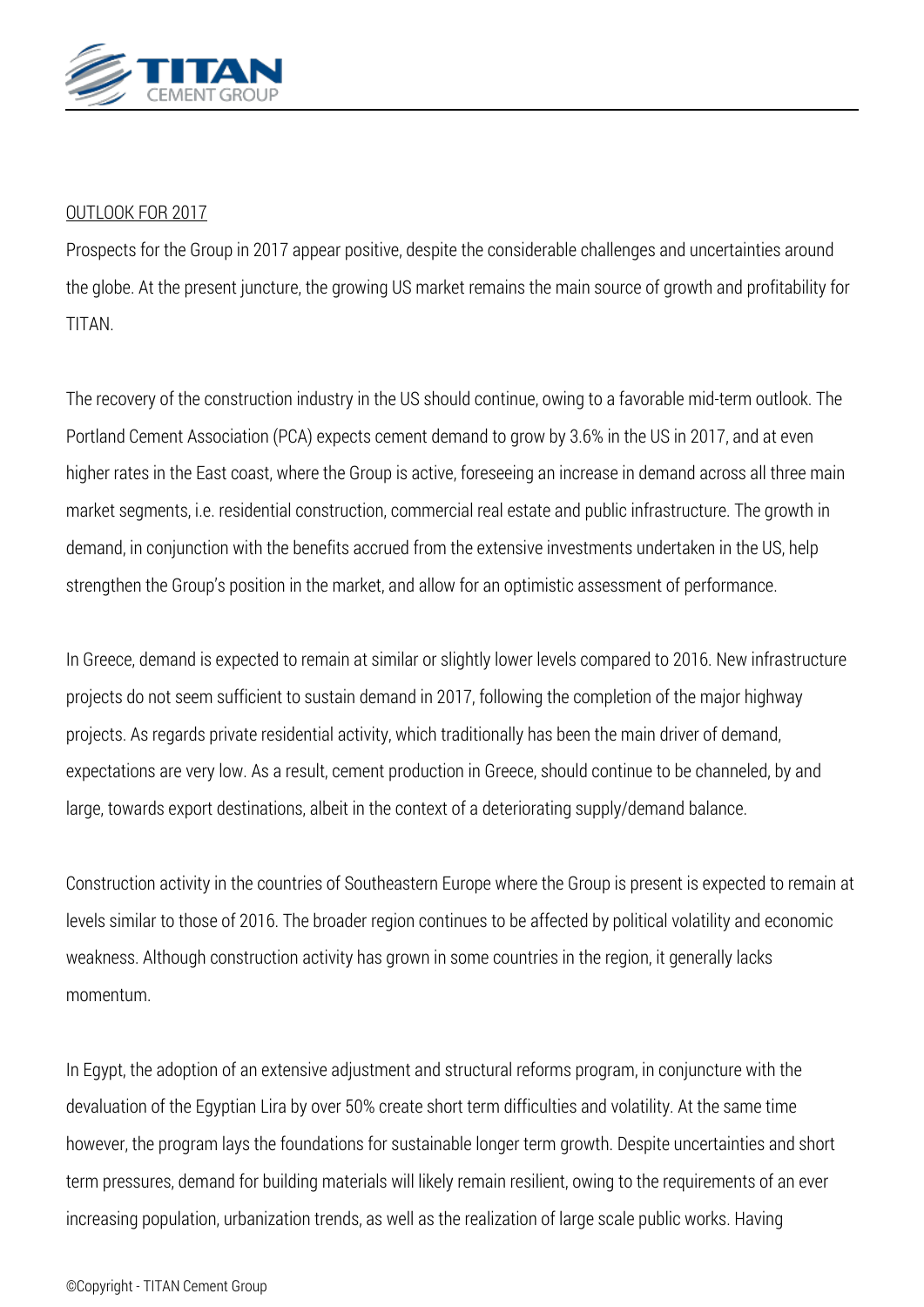OUTLOOK FOR 2017

Prospects for the Group in 2017 appear positive, despite the considerable challenges and uncertainties around the globe. At the present juncture, the growing US market remains the main source of growth and profitability for TITAN.

The recovery of the construction industry in the US should continue, owing to a favorable mid-term outlook. The Portland Cement Association (PCA) expects cement demand to grow by 3.6% in the US in 2017, and at even higher rates in the East coast, where the Group is active, foreseeing an increase in demand across all three main market segments, i.e. residential construction, commercial real estate and public infrastructure. The growth in demand, in conjunction with the benefits accrued from the extensive investments undertaken in the US, help strengthen the Group's position in the market, and allow for an optimistic assessment of performance.

In Greece, demand is expected to remain at similar or slightly lower levels compared to 2016. New infrastructure projects do not seem sufficient to sustain demand in 2017, following the completion of the major highway projects. As regards private residential activity, which traditionally has been the main driver of demand, expectations are very low. As a result, cement production in Greece, should continue to be channeled, by and large, towards export destinations, albeit in the context of a deteriorating supply/demand balance.

Construction activity in the countries of Southeastern Europe where the Group is present is expected to remain at levels similar to those of 2016. The broader region continues to be affected by political volatility and economic weakness. Although construction activity has grown in some countries in the region, it generally lacks momentum.

In Egypt, the adoption of an extensive adjustment and structural reforms program, in conjuncture with the devaluation of the Egyptian Lira by over 50% create short term difficulties and volatility. At the same time however, the program lays the foundations for sustainable longer term growth. Despite uncertainties and short term pressures, demand for building materials will likely remain resilient, owing to the requirements of an ever increasing population, urbanization trends, as well as the realization of large scale public works. Having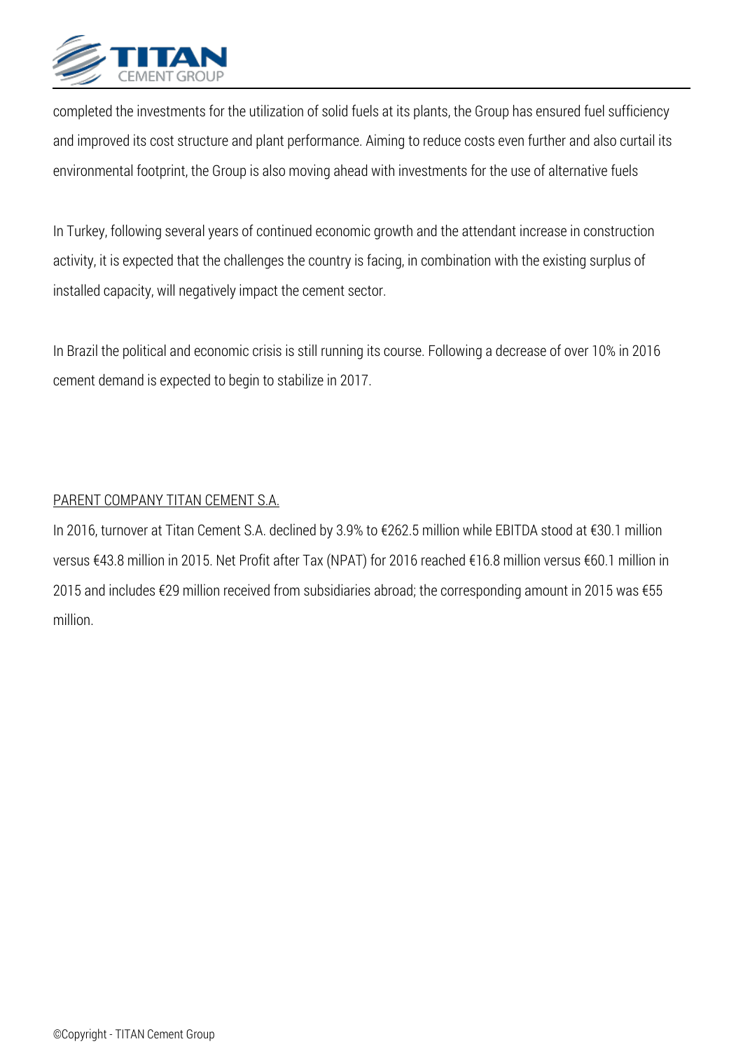completed the investments for the utilization of solid fuels at its plants, the Group has ensured fuel sufficiency and improved its cost structure and plant performance. Aiming to reduce costs even further and also curtail its environmental footprint, the Group is also moving ahead with investments for the use of alternative fuels

In Turkey, following several years of continued economic growth and the attendant increase in construction activity, it is expected that the challenges the country is facing, in combination with the existing surplus of installed capacity, will negatively impact the cement sector.

In Brazil the political and economic crisis is still running its course. Following a decrease of over 10% in 2016 cement demand is expected to begin to stabilize in 2017.

PARENT COMPANY TITAN CEMENT S.A.

In 2016, turnover at Titan Cement S.A. declined by 3.9% to €262.5 million while EBITDA stood at €30.1 million versus €43.8 million in 2015. Net Profit after Tax (NPAT) for 2016 reached €16.8 million versus €60.1 million in 2015 and includes €29 million received from subsidiaries abroad; the corresponding amount in 2015 was €55 million.